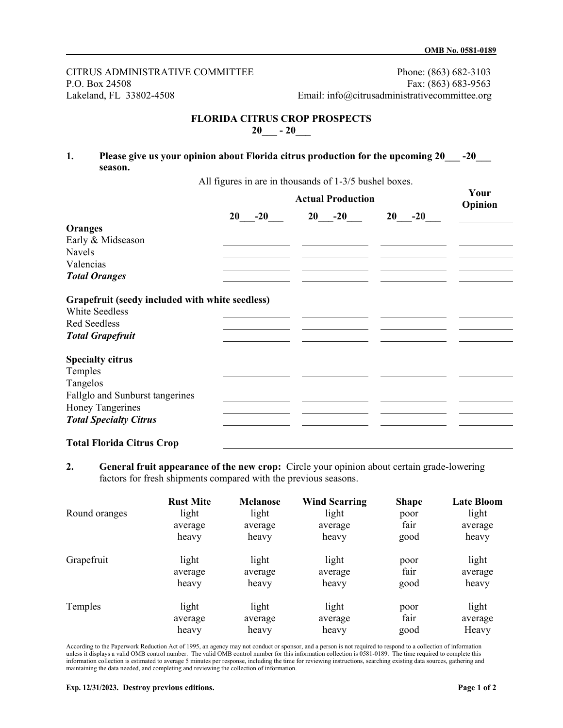OMB No. 0581-0189

CITRUS ADMINISTRATIVE COMMITTEE
P.O. Box 24508
Lakeland, FL 33802-4508

Phone: (863) 682-3103
Fax: (863) 683-9563
Email: info@citrusadministrativecommittee.org

## FLORIDA CITRUS CROP PROSPECTS
## 20___ - 20___

**1. Please give us your opinion about Florida citrus production for the upcoming 20___ -20___ season.**

All figures in are in thousands of 1-3/5 bushel boxes.

| | Actual Production | | | Your Opinion |
|---|---|---|---|---|
| | 20___-20___ | 20___-20___ | 20___-20___ | ___________ |
| **Oranges** | | | | |
| Early & Midseason | ___________ | ___________ | ___________ | ___________ |
| Navels | ___________ | ___________ | ___________ | ___________ |
| Valencias | ___________ | ___________ | ___________ | ___________ |
| ***Total Oranges*** | ___________ | ___________ | ___________ | ___________ |
| **Grapefruit (seedy included with white seedless)** | | | | |
| White Seedless | ___________ | ___________ | ___________ | ___________ |
| Red Seedless | ___________ | ___________ | ___________ | ___________ |
| ***Total Grapefruit*** | ___________ | ___________ | ___________ | ___________ |
| **Specialty citrus** | | | | |
| Temples | ___________ | ___________ | ___________ | ___________ |
| Tangelos | ___________ | ___________ | ___________ | ___________ |
| Fallglo and Sunburst tangerines | ___________ | ___________ | ___________ | ___________ |
| Honey Tangerines | ___________ | ___________ | ___________ | ___________ |
| ***Total Specialty Citrus*** | ___________ | ___________ | ___________ | ___________ |
| **Total Florida Citrus Crop** | ___________________________________________ | | | |

**2. General fruit appearance of the new crop:** Circle your opinion about certain grade-lowering factors for fresh shipments compared with the previous seasons.

| | Rust Mite | Melanose | Wind Scarring | Shape | Late Bloom |
|---|---|---|---|---|---|
| Round oranges | light | light | light | poor | light |
| | average | average | average | fair | average |
| | heavy | heavy | heavy | good | heavy |
| Grapefruit | light | light | light | poor | light |
| | average | average | average | fair | average |
| | heavy | heavy | heavy | good | heavy |
| Temples | light | light | light | poor | light |
| | average | average | average | fair | average |
| | heavy | heavy | heavy | good | Heavy |

According to the Paperwork Reduction Act of 1995, an agency may not conduct or sponsor, and a person is not required to respond to a collection of information unless it displays a valid OMB control number. The valid OMB control number for this information collection is 0581-0189. The time required to complete this information collection is estimated to average 5 minutes per response, including the time for reviewing instructions, searching existing data sources, gathering and maintaining the data needed, and completing and reviewing the collection of information.

**Exp. 12/31/2023. Destroy previous editions.**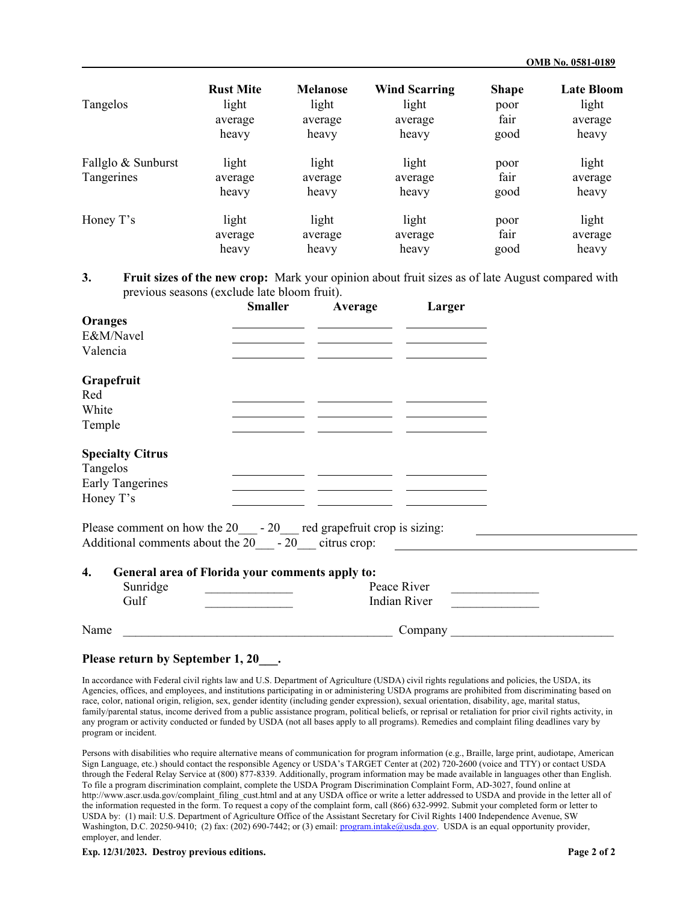OMB No. 0581-0189

| | Rust Mite | Melanose | Wind Scarring | Shape | Late Bloom |
|---|---|---|---|---|---|
| Tangelos | light<br>average<br>heavy | light<br>average<br>heavy | light<br>average<br>heavy | poor<br>fair<br>good | light<br>average<br>heavy |
| Fallglo & Sunburst Tangerines | light<br>average<br>heavy | light<br>average<br>heavy | light<br>average<br>heavy | poor<br>fair<br>good | light<br>average<br>heavy |
| Honey T's | light<br>average<br>heavy | light<br>average<br>heavy | light<br>average<br>heavy | poor<br>fair<br>good | light<br>average<br>heavy |

3. **Fruit sizes of the new crop:** Mark your opinion about fruit sizes as of late August compared with previous seasons (exclude late bloom fruit).

| | Smaller | Average | Larger |
|---|---|---|---|
| **Oranges** | | | |
| E&M/Navel | ________ | ________ | ________ |
| Valencia | ________ | ________ | ________ |
| **Grapefruit** | | | |
| Red | ________ | ________ | ________ |
| White | ________ | ________ | ________ |
| Temple | ________ | ________ | ________ |
| **Specialty Citrus** | | | |
| Tangelos | ________ | ________ | ________ |
| Early Tangerines | ________ | ________ | ________ |
| Honey T's | ________ | ________ | ________ |

Please comment on how the 20___ - 20___ red grapefruit crop is sizing: ______________________

Additional comments about the 20___ - 20___ citrus crop: ______________________

4. **General area of Florida your comments apply to:**

Sunridge ______________ Peace River ______________

Gulf ______________ Indian River ______________

Name ____________________________________________ Company __________________________

**Please return by September 1, 20___.**

In accordance with Federal civil rights law and U.S. Department of Agriculture (USDA) civil rights regulations and policies, the USDA, its Agencies, offices, and employees, and institutions participating in or administering USDA programs are prohibited from discriminating based on race, color, national origin, religion, sex, gender identity (including gender expression), sexual orientation, disability, age, marital status, family/parental status, income derived from a public assistance program, political beliefs, or reprisal or retaliation for prior civil rights activity, in any program or activity conducted or funded by USDA (not all bases apply to all programs). Remedies and complaint filing deadlines vary by program or incident.

Persons with disabilities who require alternative means of communication for program information (e.g., Braille, large print, audiotape, American Sign Language, etc.) should contact the responsible Agency or USDA's TARGET Center at (202) 720-2600 (voice and TTY) or contact USDA through the Federal Relay Service at (800) 877-8339. Additionally, program information may be made available in languages other than English. To file a program discrimination complaint, complete the USDA Program Discrimination Complaint Form, AD-3027, found online at http://www.ascr.usda.gov/complaint_filing_cust.html and at any USDA office or write a letter addressed to USDA and provide in the letter all of the information requested in the form. To request a copy of the complaint form, call (866) 632-9992. Submit your completed form or letter to USDA by: (1) mail: U.S. Department of Agriculture Office of the Assistant Secretary for Civil Rights 1400 Independence Avenue, SW Washington, D.C. 20250-9410; (2) fax: (202) 690-7442; or (3) email: program.intake@usda.gov. USDA is an equal opportunity provider, employer, and lender.

**Exp. 12/31/2023. Destroy previous editions.**